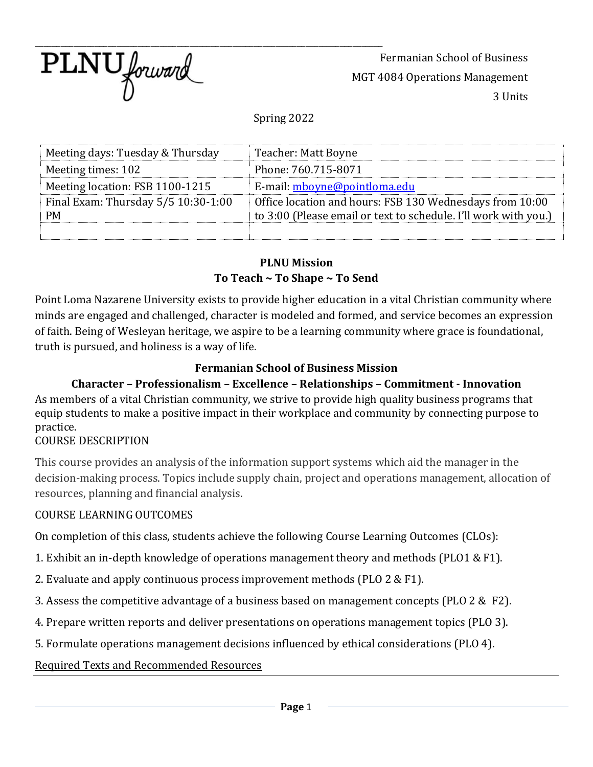PLNU forward

Fermanian School of Business
MGT 4084 Operations Management
3 Units

Spring 2022

| Meeting days: Tuesday & Thursday | Teacher: Matt Boyne |
| --- | --- |
| Meeting times: 102 | Phone: 760.715-8071 |
| Meeting location: FSB 1100-1215 | E-mail: mboyne@pointloma.edu |
| Final Exam: Thursday 5/5 10:30-1:00 PM | Office location and hours: FSB 130 Wednesdays from 10:00 to 3:00 (Please email or text to schedule. I'll work with you.) |
| | |

### PLNU Mission
### To Teach ~ To Shape ~ To Send

Point Loma Nazarene University exists to provide higher education in a vital Christian community where minds are engaged and challenged, character is modeled and formed, and service becomes an expression of faith. Being of Wesleyan heritage, we aspire to be a learning community where grace is foundational, truth is pursued, and holiness is a way of life.

### Fermanian School of Business Mission
### Character – Professionalism – Excellence – Relationships – Commitment - Innovation

As members of a vital Christian community, we strive to provide high quality business programs that equip students to make a positive impact in their workplace and community by connecting purpose to practice.

COURSE DESCRIPTION

This course provides an analysis of the information support systems which aid the manager in the decision-making process. Topics include supply chain, project and operations management, allocation of resources, planning and financial analysis.

COURSE LEARNING OUTCOMES

On completion of this class, students achieve the following Course Learning Outcomes (CLOs):

1. Exhibit an in-depth knowledge of operations management theory and methods (PLO1 & F1).
2. Evaluate and apply continuous process improvement methods (PLO 2 & F1).
3. Assess the competitive advantage of a business based on management concepts (PLO 2 & F2).
4. Prepare written reports and deliver presentations on operations management topics (PLO 3).
5. Formulate operations management decisions influenced by ethical considerations (PLO 4).

Required Texts and Recommended Resources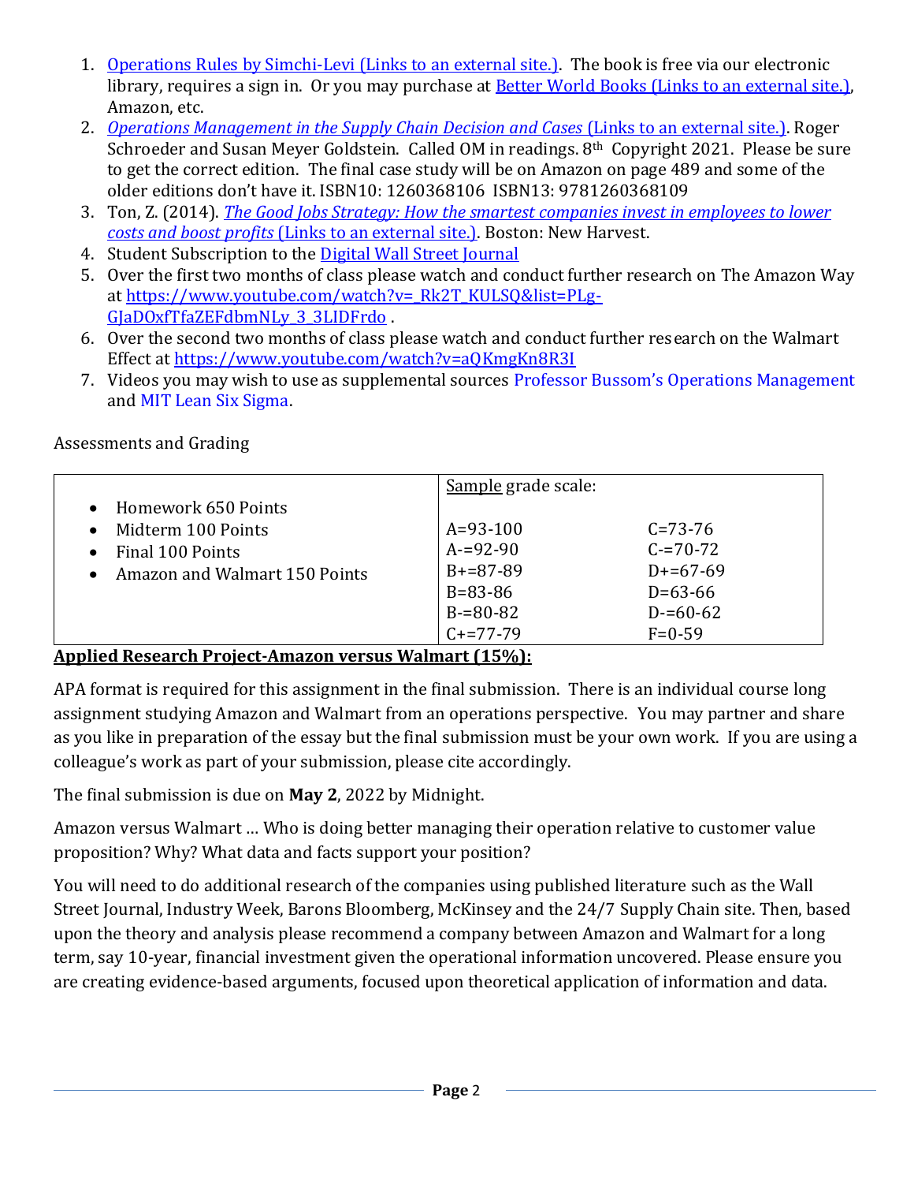1. [Operations Rules by Simchi-Levi (Links to an external site.)](). The book is free via our electronic library, requires a sign in. Or you may purchase at [Better World Books (Links to an external site.)](), Amazon, etc.
2. [*Operations Management in the Supply Chain Decision and Cases* (Links to an external site.)](). Roger Schroeder and Susan Meyer Goldstein. Called OM in readings. 8th Copyright 2021. Please be sure to get the correct edition. The final case study will be on Amazon on page 489 and some of the older editions don't have it. ISBN10: 1260368106 ISBN13: 9781260368109
3. Ton, Z. (2014). [*The Good Jobs Strategy: How the smartest companies invest in employees to lower costs and boost profits* (Links to an external site.)](). Boston: New Harvest.
4. Student Subscription to the [Digital Wall Street Journal]()
5. Over the first two months of class please watch and conduct further research on The Amazon Way at https://www.youtube.com/watch?v=_Rk2T_KULSQ&list=PLg-GJaDOxfTfaZEFdbmNLy_3_3LIDFrdo .
6. Over the second two months of class please watch and conduct further research on the Walmart Effect at https://www.youtube.com/watch?v=aQKmgKn8R3I
7. Videos you may wish to use as supplemental sources Professor Bussom's Operations Management and MIT Lean Six Sigma.

Assessments and Grading

| | Sample grade scale: | |
|---|---|---|
| • Homework 650 Points<br>• Midterm 100 Points<br>• Final 100 Points<br>• Amazon and Walmart 150 Points | A=93-100<br>A-=92-90<br>B+=87-89<br>B=83-86<br>B-=80-82<br>C+=77-79 | C=73-76<br>C-=70-72<br>D+=67-69<br>D=63-66<br>D-=60-62<br>F=0-59 |

**Applied Research Project-Amazon versus Walmart (15%):**

APA format is required for this assignment in the final submission. There is an individual course long assignment studying Amazon and Walmart from an operations perspective. You may partner and share as you like in preparation of the essay but the final submission must be your own work. If you are using a colleague's work as part of your submission, please cite accordingly.

The final submission is due on **May 2**, 2022 by Midnight.

Amazon versus Walmart … Who is doing better managing their operation relative to customer value proposition? Why? What data and facts support your position?

You will need to do additional research of the companies using published literature such as the Wall Street Journal, Industry Week, Barons Bloomberg, McKinsey and the 24/7 Supply Chain site. Then, based upon the theory and analysis please recommend a company between Amazon and Walmart for a long term, say 10-year, financial investment given the operational information uncovered. Please ensure you are creating evidence-based arguments, focused upon theoretical application of information and data.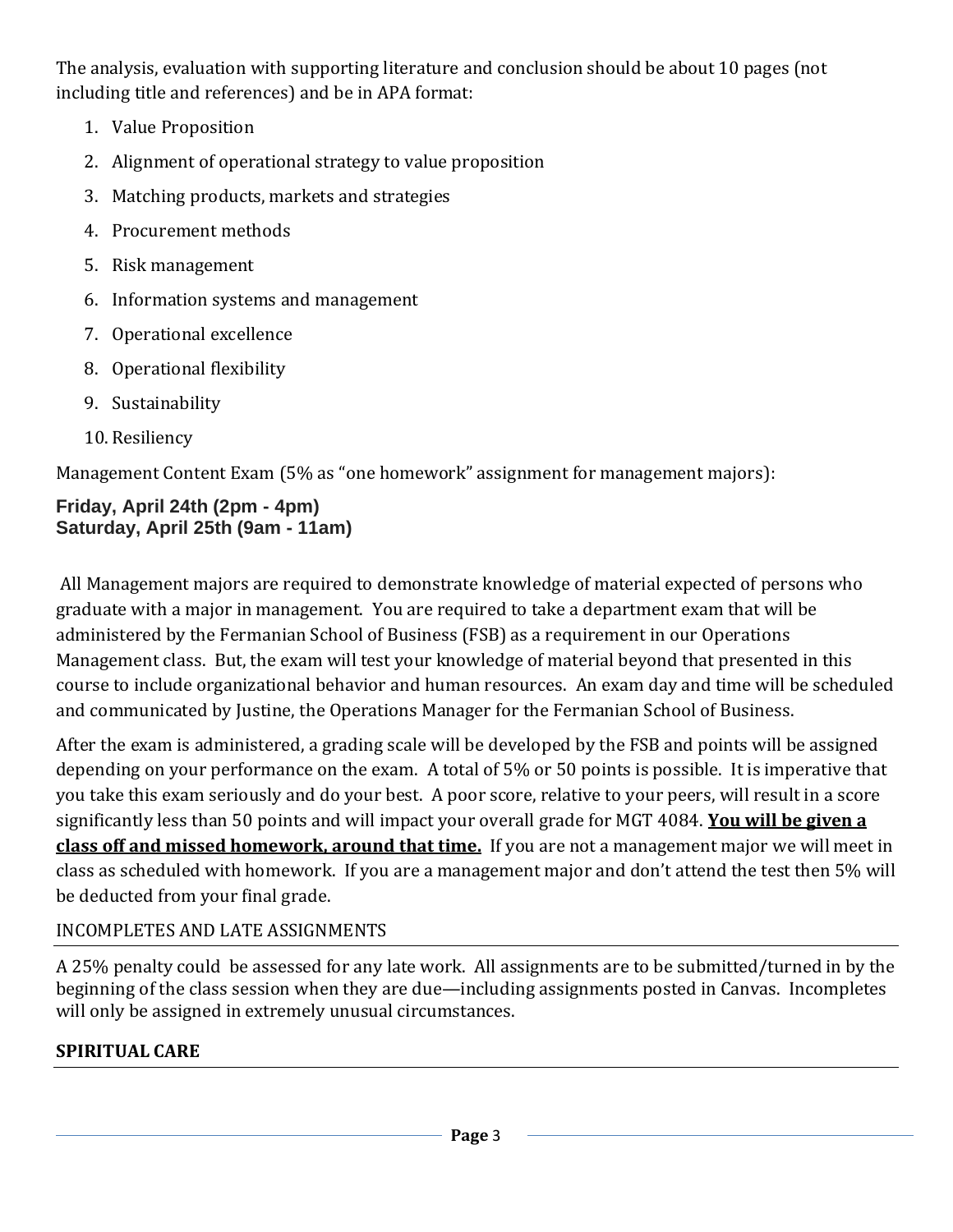The analysis, evaluation with supporting literature and conclusion should be about 10 pages (not including title and references) and be in APA format:

1. Value Proposition
2. Alignment of operational strategy to value proposition
3. Matching products, markets and strategies
4. Procurement methods
5. Risk management
6. Information systems and management
7. Operational excellence
8. Operational flexibility
9. Sustainability
10. Resiliency

Management Content Exam (5% as "one homework" assignment for management majors):

**Friday, April 24th (2pm - 4pm)**
**Saturday, April 25th (9am - 11am)**

All Management majors are required to demonstrate knowledge of material expected of persons who graduate with a major in management. You are required to take a department exam that will be administered by the Fermanian School of Business (FSB) as a requirement in our Operations Management class. But, the exam will test your knowledge of material beyond that presented in this course to include organizational behavior and human resources. An exam day and time will be scheduled and communicated by Justine, the Operations Manager for the Fermanian School of Business.

After the exam is administered, a grading scale will be developed by the FSB and points will be assigned depending on your performance on the exam. A total of 5% or 50 points is possible. It is imperative that you take this exam seriously and do your best. A poor score, relative to your peers, will result in a score significantly less than 50 points and will impact your overall grade for MGT 4084. <u>**You will be given a class off and missed homework, around that time.**</u> If you are not a management major we will meet in class as scheduled with homework. If you are a management major and don't attend the test then 5% will be deducted from your final grade.

## INCOMPLETES AND LATE ASSIGNMENTS

A 25% penalty could be assessed for any late work. All assignments are to be submitted/turned in by the beginning of the class session when they are due—including assignments posted in Canvas. Incompletes will only be assigned in extremely unusual circumstances.

## SPIRITUAL CARE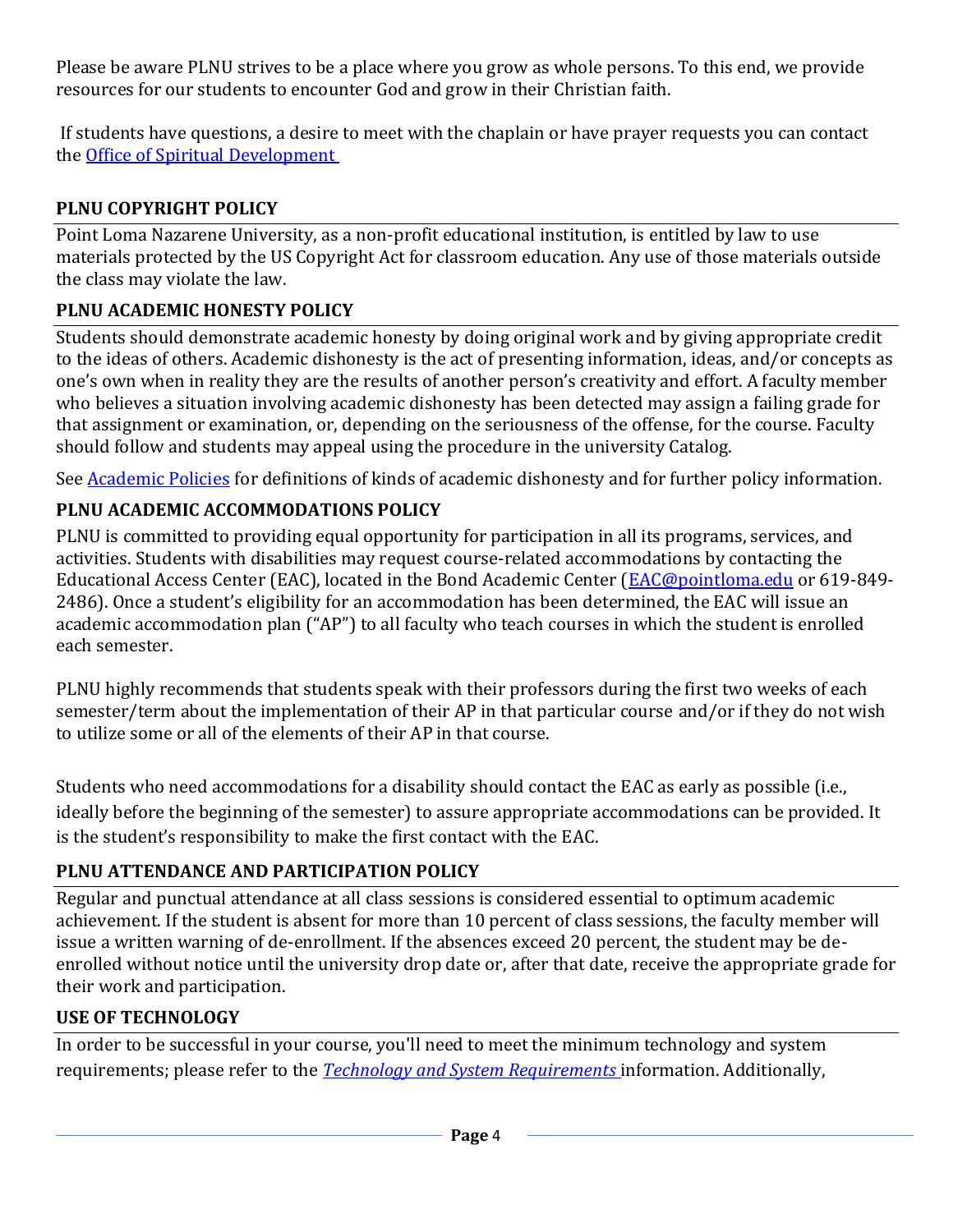Please be aware PLNU strives to be a place where you grow as whole persons. To this end, we provide resources for our students to encounter God and grow in their Christian faith.

If students have questions, a desire to meet with the chaplain or have prayer requests you can contact the [Office of Spiritual Development](#)

### PLNU COPYRIGHT POLICY

Point Loma Nazarene University, as a non-profit educational institution, is entitled by law to use materials protected by the US Copyright Act for classroom education. Any use of those materials outside the class may violate the law.

### PLNU ACADEMIC HONESTY POLICY

Students should demonstrate academic honesty by doing original work and by giving appropriate credit to the ideas of others. Academic dishonesty is the act of presenting information, ideas, and/or concepts as one's own when in reality they are the results of another person's creativity and effort. A faculty member who believes a situation involving academic dishonesty has been detected may assign a failing grade for that assignment or examination, or, depending on the seriousness of the offense, for the course. Faculty should follow and students may appeal using the procedure in the university Catalog.

See [Academic Policies](#) for definitions of kinds of academic dishonesty and for further policy information.

### PLNU ACADEMIC ACCOMMODATIONS POLICY

PLNU is committed to providing equal opportunity for participation in all its programs, services, and activities. Students with disabilities may request course-related accommodations by contacting the Educational Access Center (EAC), located in the Bond Academic Center ([EAC@pointloma.edu](mailto:EAC@pointloma.edu) or 619-849-2486). Once a student's eligibility for an accommodation has been determined, the EAC will issue an academic accommodation plan ("AP") to all faculty who teach courses in which the student is enrolled each semester.

PLNU highly recommends that students speak with their professors during the first two weeks of each semester/term about the implementation of their AP in that particular course and/or if they do not wish to utilize some or all of the elements of their AP in that course.

Students who need accommodations for a disability should contact the EAC as early as possible (i.e., ideally before the beginning of the semester) to assure appropriate accommodations can be provided. It is the student's responsibility to make the first contact with the EAC.

### PLNU ATTENDANCE AND PARTICIPATION POLICY

Regular and punctual attendance at all class sessions is considered essential to optimum academic achievement. If the student is absent for more than 10 percent of class sessions, the faculty member will issue a written warning of de-enrollment. If the absences exceed 20 percent, the student may be de-enrolled without notice until the university drop date or, after that date, receive the appropriate grade for their work and participation.

### USE OF TECHNOLOGY

In order to be successful in your course, you'll need to meet the minimum technology and system requirements; please refer to the [*Technology and System Requirements*](#) information. Additionally,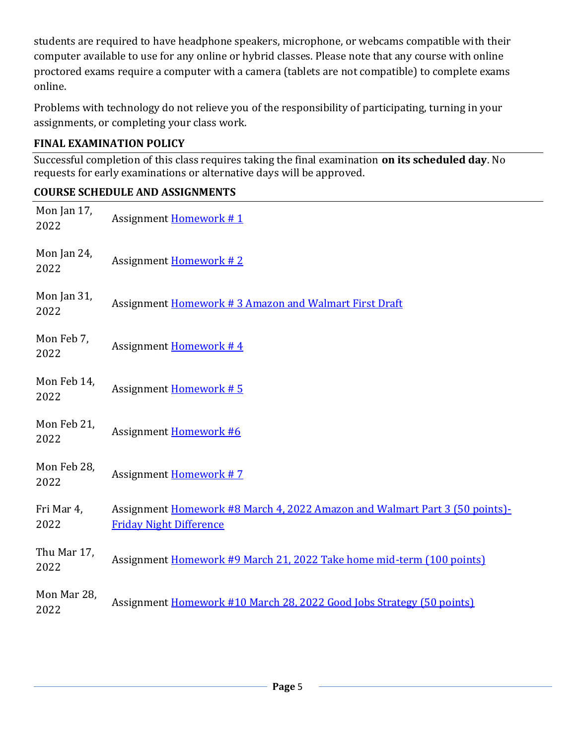students are required to have headphone speakers, microphone, or webcams compatible with their computer available to use for any online or hybrid classes. Please note that any course with online proctored exams require a computer with a camera (tablets are not compatible) to complete exams online.

Problems with technology do not relieve you of the responsibility of participating, turning in your assignments, or completing your class work.

### FINAL EXAMINATION POLICY

Successful completion of this class requires taking the final examination **on its scheduled day**. No requests for early examinations or alternative days will be approved.

### COURSE SCHEDULE AND ASSIGNMENTS

| | |
|---|---|
| Mon Jan 17, 2022 | Assignment Homework # 1 |
| Mon Jan 24, 2022 | Assignment Homework # 2 |
| Mon Jan 31, 2022 | Assignment Homework # 3 Amazon and Walmart First Draft |
| Mon Feb 7, 2022 | Assignment Homework # 4 |
| Mon Feb 14, 2022 | Assignment Homework # 5 |
| Mon Feb 21, 2022 | Assignment Homework #6 |
| Mon Feb 28, 2022 | Assignment Homework # 7 |
| Fri Mar 4, 2022 | Assignment Homework #8 March 4, 2022 Amazon and Walmart Part 3 (50 points)- Friday Night Difference |
| Thu Mar 17, 2022 | Assignment Homework #9 March 21, 2022 Take home mid-term (100 points) |
| Mon Mar 28, 2022 | Assignment Homework #10 March 28, 2022 Good Jobs Strategy (50 points) |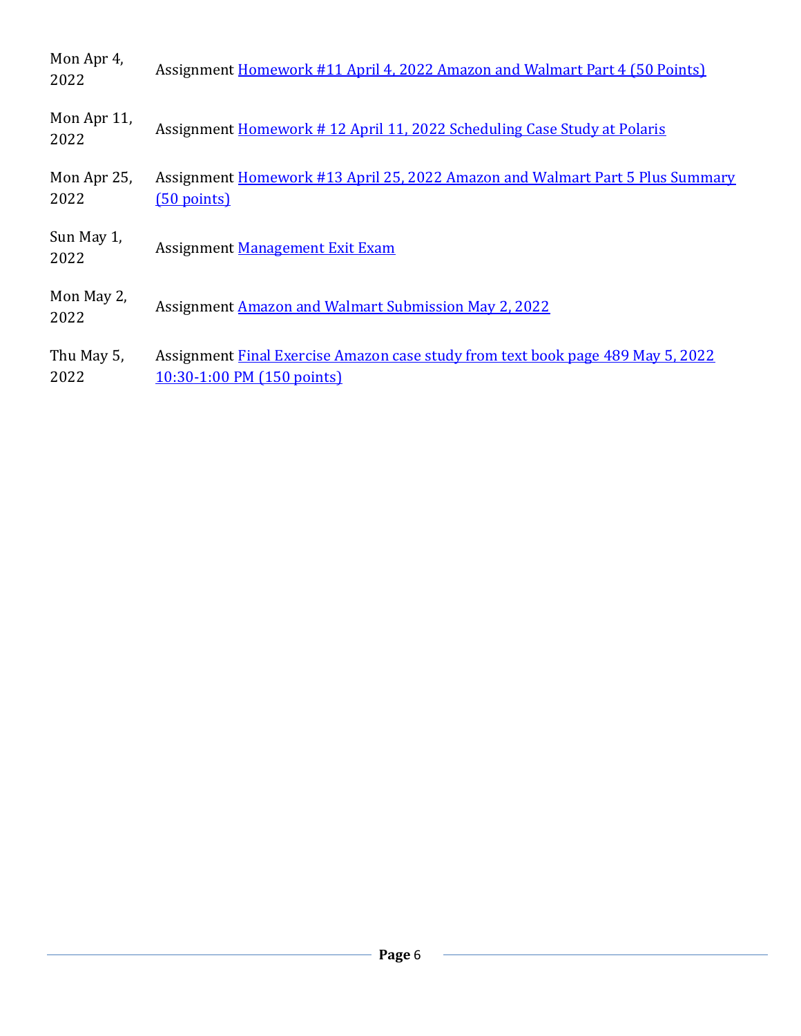| | |
|---|---|
| Mon Apr 4, 2022 | Assignment Homework #11 April 4, 2022 Amazon and Walmart Part 4 (50 Points) |
| Mon Apr 11, 2022 | Assignment Homework # 12 April 11, 2022 Scheduling Case Study at Polaris |
| Mon Apr 25, 2022 | Assignment Homework #13 April 25, 2022 Amazon and Walmart Part 5 Plus Summary (50 points) |
| Sun May 1, 2022 | Assignment Management Exit Exam |
| Mon May 2, 2022 | Assignment Amazon and Walmart Submission May 2, 2022 |
| Thu May 5, 2022 | Assignment Final Exercise Amazon case study from text book page 489 May 5, 2022 10:30-1:00 PM (150 points) |